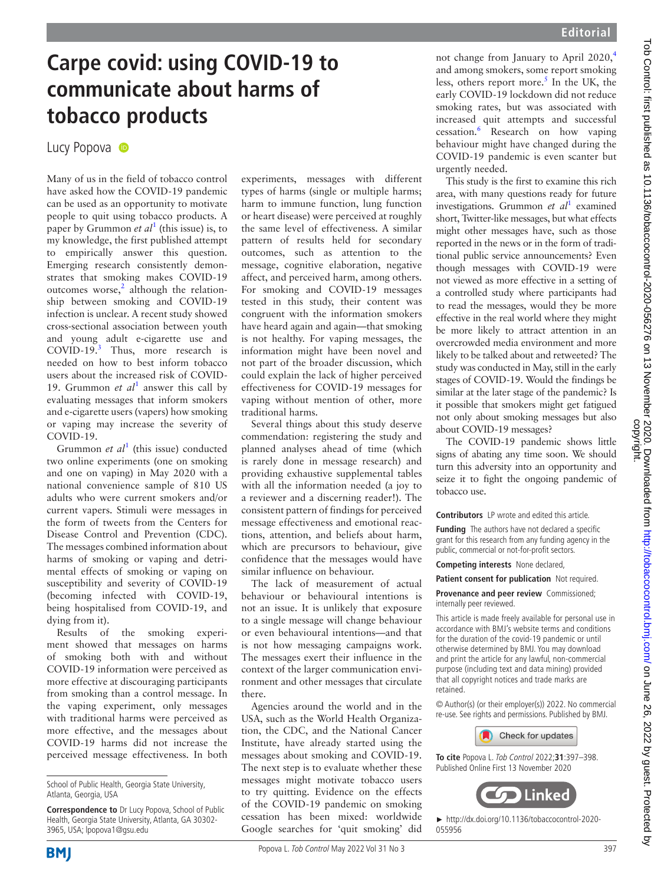# Carpe covid: using COVID-19 to communicate about harms of tobacco products

Lucy Popova

Many of us in the field of tobacco control have asked how the COVID-19 pandemic can be used as an opportunity to motivate people to quit using tobacco products. A paper by Grummon *et al*[1] (this issue) is, to my knowledge, the first published attempt to empirically answer this question. Emerging research consistently demonstrates that smoking makes COVID-19 outcomes worse,[2] although the relationship between smoking and COVID-19 infection is unclear. A recent study showed cross-sectional association between youth and young adult e-cigarette use and COVID-19.[3] Thus, more research is needed on how to best inform tobacco users about the increased risk of COVID-19. Grummon *et al*[1] answer this call by evaluating messages that inform smokers and e-cigarette users (vapers) how smoking or vaping may increase the severity of COVID-19.

Grummon *et al*[1] (this issue) conducted two online experiments (one on smoking and one on vaping) in May 2020 with a national convenience sample of 810 US adults who were current smokers and/or current vapers. Stimuli were messages in the form of tweets from the Centers for Disease Control and Prevention (CDC). The messages combined information about harms of smoking or vaping and detrimental effects of smoking or vaping on susceptibility and severity of COVID-19 (becoming infected with COVID-19, being hospitalised from COVID-19, and dying from it).

Results of the smoking experiment showed that messages on harms of smoking both with and without COVID-19 information were perceived as more effective at discouraging participants from smoking than a control message. In the vaping experiment, only messages with traditional harms were perceived as more effective, and the messages about COVID-19 harms did not increase the perceived message effectiveness. In both experiments, messages with different types of harms (single or multiple harms; harm to immune function, lung function or heart disease) were perceived at roughly the same level of effectiveness. A similar pattern of results held for secondary outcomes, such as attention to the message, cognitive elaboration, negative affect, and perceived harm, among others. For smoking and COVID-19 messages tested in this study, their content was congruent with the information smokers have heard again and again—that smoking is not healthy. For vaping messages, the information might have been novel and not part of the broader discussion, which could explain the lack of higher perceived effectiveness for COVID-19 messages for vaping without mention of other, more traditional harms.

Several things about this study deserve commendation: registering the study and planned analyses ahead of time (which is rarely done in message research) and providing exhaustive supplemental tables with all the information needed (a joy to a reviewer and a discerning reader!). The consistent pattern of findings for perceived message effectiveness and emotional reactions, attention, and beliefs about harm, which are precursors to behaviour, give confidence that the messages would have similar influence on behaviour.

The lack of measurement of actual behaviour or behavioural intentions is not an issue. It is unlikely that exposure to a single message will change behaviour or even behavioural intentions—and that is not how messaging campaigns work. The messages exert their influence in the context of the larger communication environment and other messages that circulate there.

Agencies around the world and in the USA, such as the World Health Organization, the CDC, and the National Cancer Institute, have already started using the messages about smoking and COVID-19. The next step is to evaluate whether these messages might motivate tobacco users to try quitting. Evidence on the effects of the COVID-19 pandemic on smoking cessation has been mixed: worldwide Google searches for 'quit smoking' did not change from January to April 2020,[4] and among smokers, some report smoking less, others report more.[5] In the UK, the early COVID-19 lockdown did not reduce smoking rates, but was associated with increased quit attempts and successful cessation.[6] Research on how vaping behaviour might have changed during the COVID-19 pandemic is even scanter but urgently needed.

This study is the first to examine this rich area, with many questions ready for future investigations. Grummon *et al*[1] examined short, Twitter-like messages, but what effects might other messages have, such as those reported in the news or in the form of traditional public service announcements? Even though messages with COVID-19 were not viewed as more effective in a setting of a controlled study where participants had to read the messages, would they be more effective in the real world where they might be more likely to attract attention in an overcrowded media environment and more likely to be talked about and retweeted? The study was conducted in May, still in the early stages of COVID-19. Would the findings be similar at the later stage of the pandemic? Is it possible that smokers might get fatigued not only about smoking messages but also about COVID-19 messages?

The COVID-19 pandemic shows little signs of abating any time soon. We should turn this adversity into an opportunity and seize it to fight the ongoing pandemic of tobacco use.

**Contributors** LP wrote and edited this article.

**Funding** The authors have not declared a specific grant for this research from any funding agency in the public, commercial or not-for-profit sectors.

**Competing interests** None declared.

**Patient consent for publication** Not required.

**Provenance and peer review** Commissioned; internally peer reviewed.

This article is made freely available for personal use in accordance with BMJ's website terms and conditions for the duration of the covid-19 pandemic or until otherwise determined by BMJ. You may download and print the article for any lawful, non-commercial purpose (including text and data mining) provided that all copyright notices and trade marks are retained.

© Author(s) (or their employer(s)) 2022. No commercial re-use. See rights and permissions. Published by BMJ.

**To cite** Popova L. *Tob Control* 2022;**31**:397–398.
Published Online First 13 November 2020

► http://dx.doi.org/10.1136/tobaccocontrol-2020-055956

School of Public Health, Georgia State University, Atlanta, Georgia, USA

**Correspondence to** Dr Lucy Popova, School of Public Health, Georgia State University, Atlanta, GA 30302-3965, USA; lpopova1@gsu.edu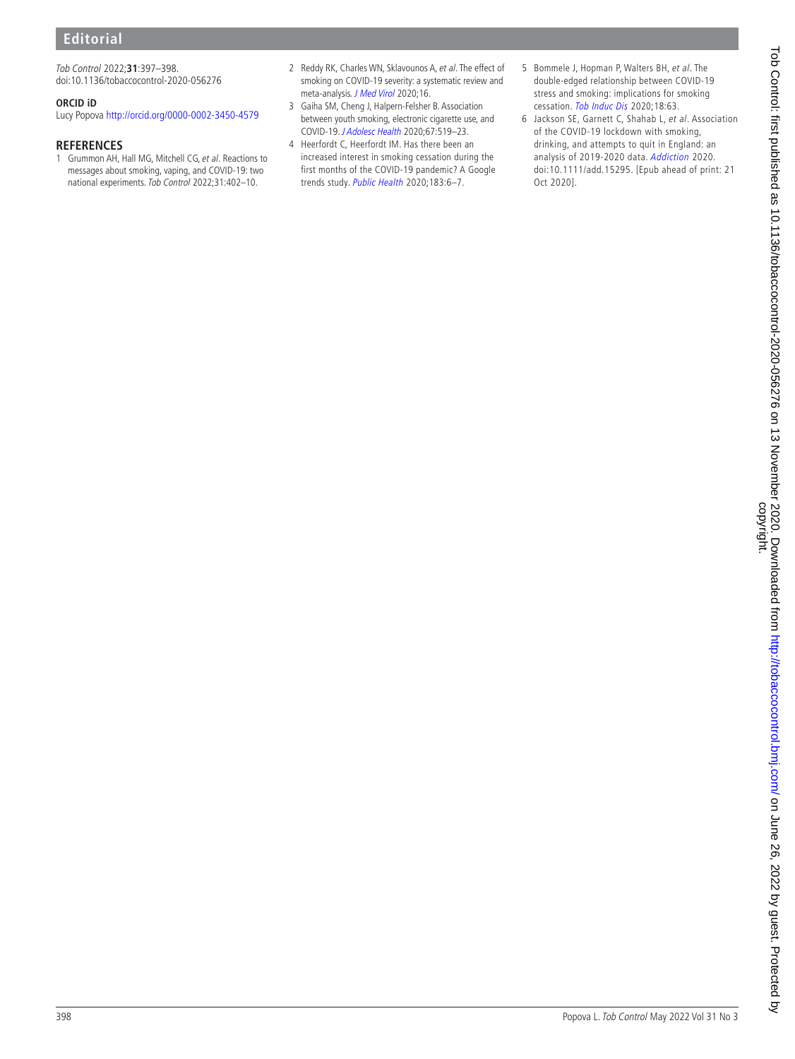Tob Control 2022;**31**:397–398.
doi:10.1136/tobaccocontrol-2020-056276

**ORCID iD**

Lucy Popova http://orcid.org/0000-0002-3450-4579

## REFERENCES

1. Grummon AH, Hall MG, Mitchell CG, *et al*. Reactions to messages about smoking, vaping, and COVID-19: two national experiments. *Tob Control* 2022;31:402–10.
2. Reddy RK, Charles WN, Sklavounos A, *et al*. The effect of smoking on COVID-19 severity: a systematic review and meta-analysis. *J Med Virol* 2020;16.
3. Gaiha SM, Cheng J, Halpern-Felsher B. Association between youth smoking, electronic cigarette use, and COVID-19. *J Adolesc Health* 2020;67:519–23.
4. Heerfordt C, Heerfordt IM. Has there been an increased interest in smoking cessation during the first months of the COVID-19 pandemic? A Google trends study. *Public Health* 2020;183:6–7.
5. Bommele J, Hopman P, Walters BH, *et al*. The double-edged relationship between COVID-19 stress and smoking: implications for smoking cessation. *Tob Induc Dis* 2020;18:63.
6. Jackson SE, Garnett C, Shahab L, *et al*. Association of the COVID-19 lockdown with smoking, drinking, and attempts to quit in England: an analysis of 2019-2020 data. *Addiction* 2020. doi:10.1111/add.15295. [Epub ahead of print: 21 Oct 2020].